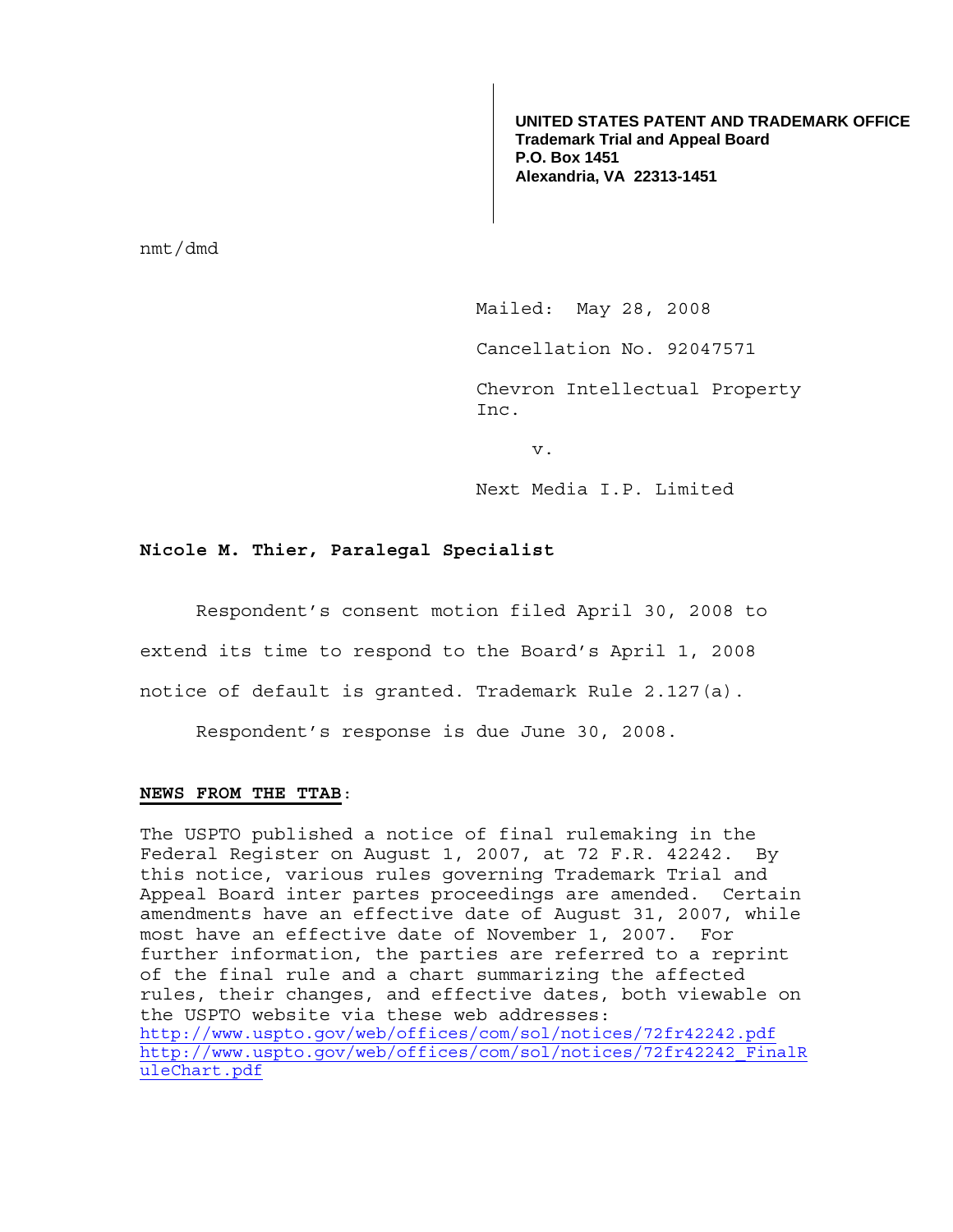**UNITED STATES PATENT AND TRADEMARK OFFICE**
**Trademark Trial and Appeal Board**
**P.O. Box 1451**
**Alexandria, VA 22313-1451**

nmt/dmd

Mailed: May 28, 2008

Cancellation No. 92047571

Chevron Intellectual Property Inc.

v.

Next Media I.P. Limited

**Nicole M. Thier, Paralegal Specialist**

Respondent's consent motion filed April 30, 2008 to extend its time to respond to the Board's April 1, 2008 notice of default is granted. Trademark Rule 2.127(a).

Respondent's response is due June 30, 2008.

**NEWS FROM THE TTAB**:

The USPTO published a notice of final rulemaking in the Federal Register on August 1, 2007, at 72 F.R. 42242. By this notice, various rules governing Trademark Trial and Appeal Board inter partes proceedings are amended. Certain amendments have an effective date of August 31, 2007, while most have an effective date of November 1, 2007. For further information, the parties are referred to a reprint of the final rule and a chart summarizing the affected rules, their changes, and effective dates, both viewable on the USPTO website via these web addresses:
http://www.uspto.gov/web/offices/com/sol/notices/72fr42242.pdf
http://www.uspto.gov/web/offices/com/sol/notices/72fr42242_FinalRuleChart.pdf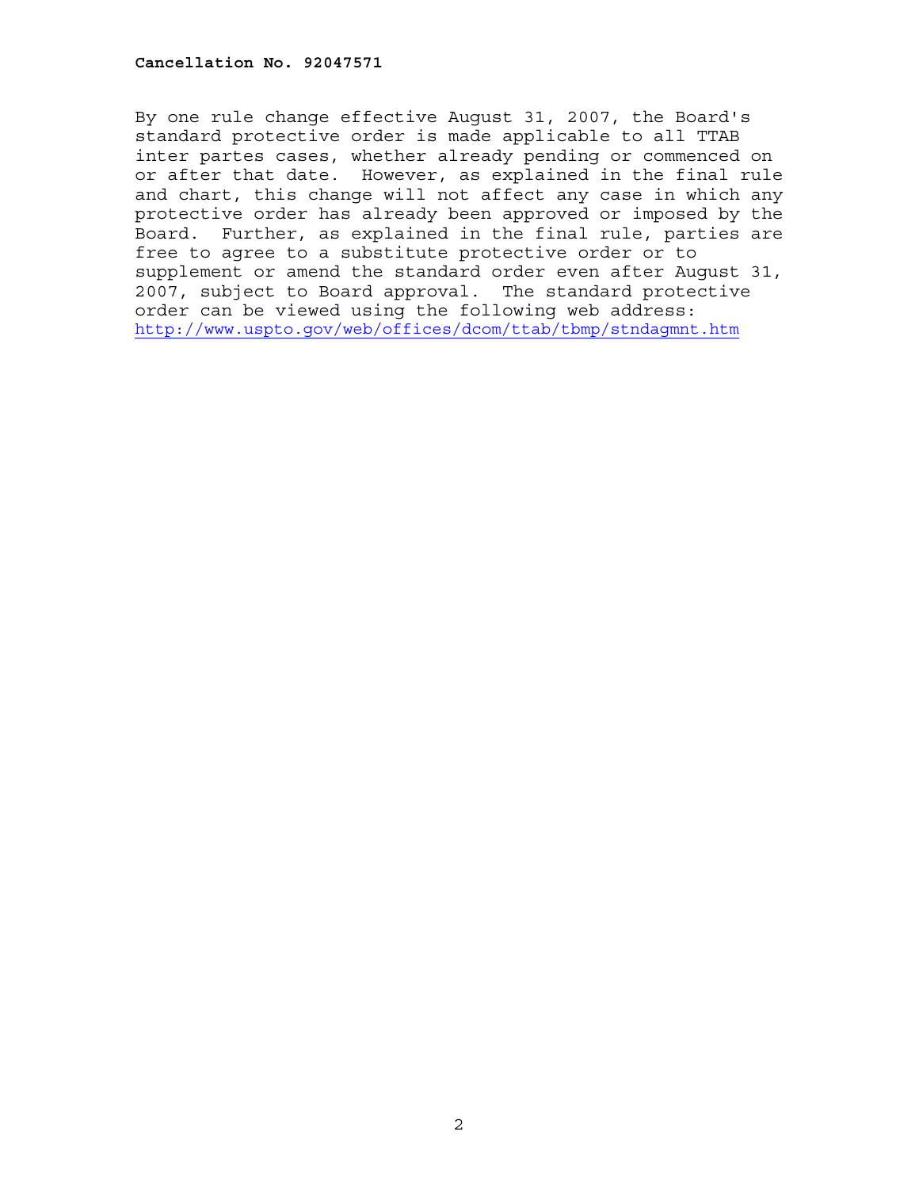By one rule change effective August 31, 2007, the Board's standard protective order is made applicable to all TTAB inter partes cases, whether already pending or commenced on or after that date. However, as explained in the final rule and chart, this change will not affect any case in which any protective order has already been approved or imposed by the Board. Further, as explained in the final rule, parties are free to agree to a substitute protective order or to supplement or amend the standard order even after August 31, 2007, subject to Board approval. The standard protective order can be viewed using the following web address: http://www.uspto.gov/web/offices/dcom/ttab/tbmp/stndagmnt.htm